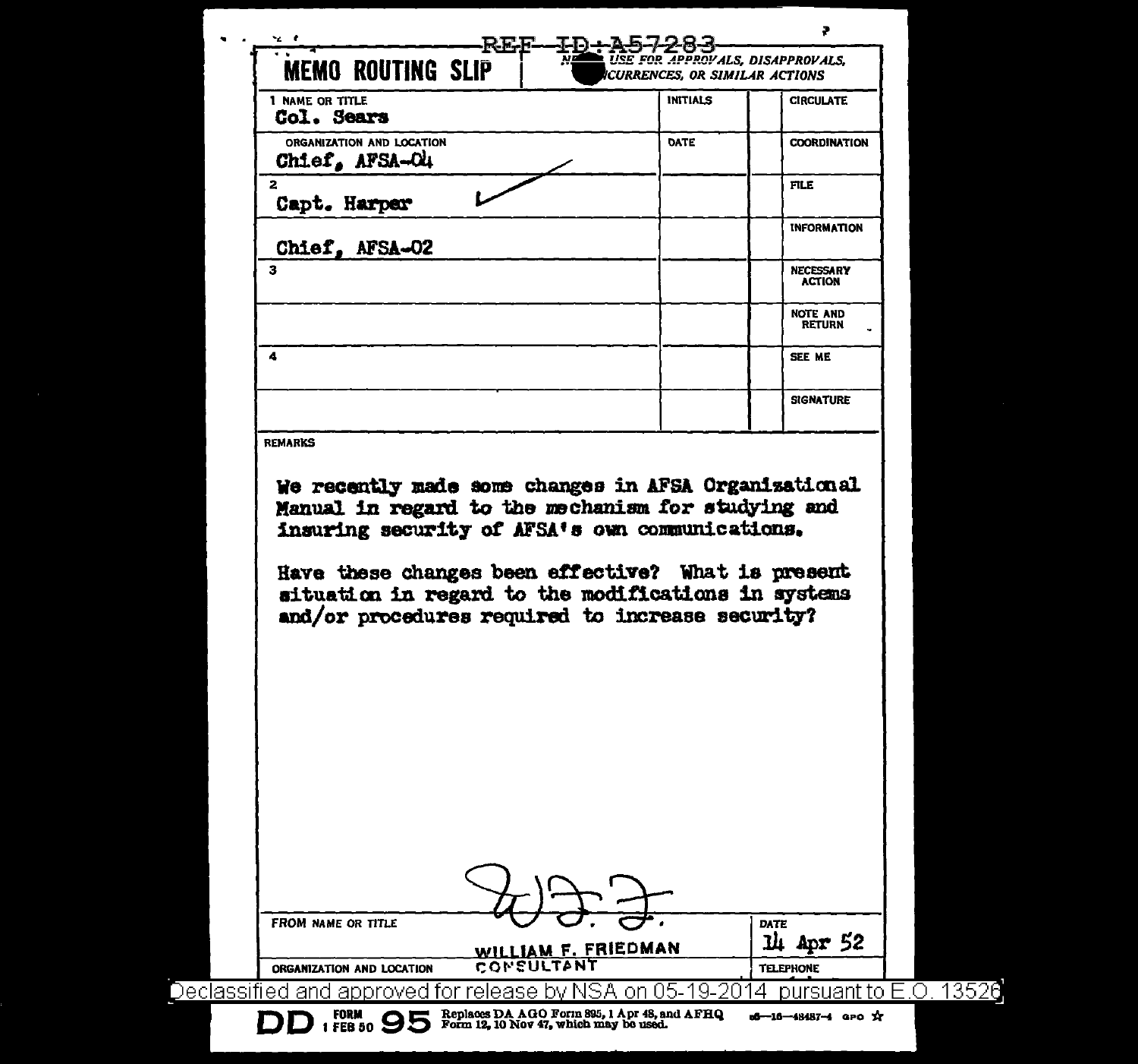REF ID:A57283

# MEMO ROUTING SLIP

NEVER USE FOR APPROVALS, DISAPPROVALS, CONCURRENCES, OR SIMILAR ACTIONS

| NAME OR TITLE | INITIALS | | CIRCULATE |
|---|---|---|---|
| 1 Col. Sears | | | |
| ORGANIZATION AND LOCATION Chief, AFSA-04 | DATE | | COORDINATION |
| 2 Capt. Harper ✓ | | | FILE |
| Chief, AFSA-02 | | | INFORMATION |
| 3 | | | NECESSARY ACTION |
| | | | NOTE AND RETURN |
| 4 | | | SEE ME |
| | | | SIGNATURE |

REMARKS

We recently made some changes in AFSA Organizational Manual in regard to the mechanism for studying and insuring security of AFSA's own communications.

Have these changes been effective? What is present situation in regard to the modifications in systems and/or procedures required to increase security?

W.F.F.

| FROM NAME OR TITLE | DATE |
|---|---|
| WILLIAM F. FRIEDMAN | 14 Apr 52 |
| ORGANIZATION AND LOCATION CONSULTANT | TELEPHONE |

Declassified and approved for release by NSA on 05-19-2014 pursuant to E.O. 13526

DD FORM 1 FEB 50 95 Replaces DA AGO Form 895, 1 Apr 48, and AFHQ Form 12, 10 Nov 47, which may be used. 16—48487-4 GPO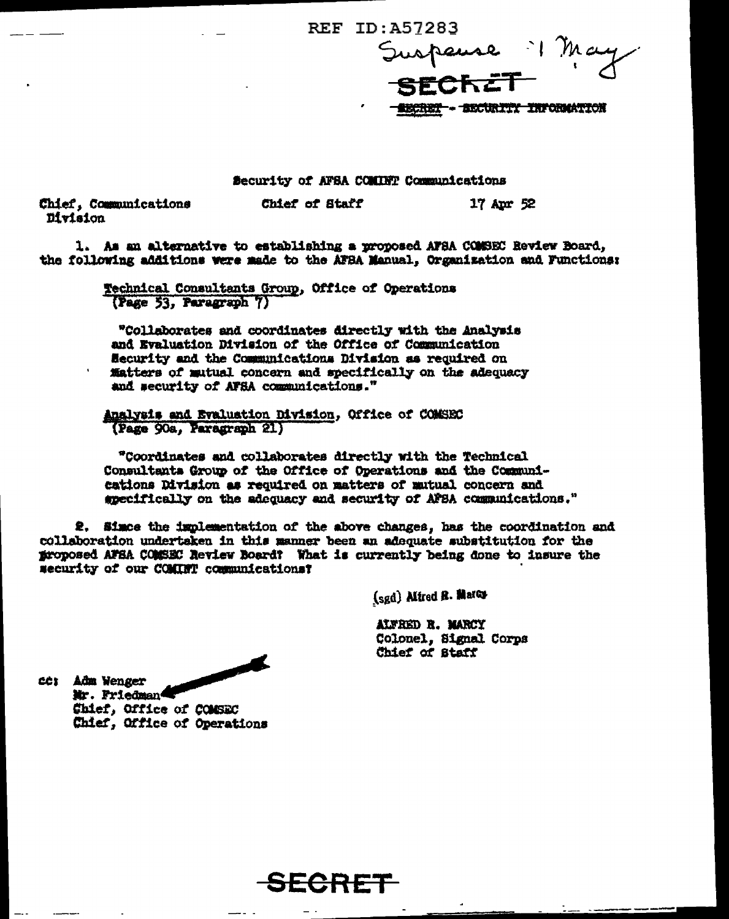REF ID:A57283

Suspense 1 May

SECRET

SECRET - SECURITY INFORMATION

Security of AFSA COMINT Communications

Chief, Communications Division    Chief of Staff    17 Apr 52

1. As an alternative to establishing a proposed AFSA COMSEC Review Board, the following additions were made to the AFSA Manual, Organization and Functions:

> Technical Consultants Group, Office of Operations
> (Page 53, Paragraph 7)
>
> "Collaborates and coordinates directly with the Analysis and Evaluation Division of the Office of Communication Security and the Communications Division as required on matters of mutual concern and specifically on the adequacy and security of AFSA communications."
>
> Analysis and Evaluation Division, Office of COMSEC
> (Page 90a, Paragraph 21)
>
> "Coordinates and collaborates directly with the Technical Consultants Group of the Office of Operations and the Communications Division as required on matters of mutual concern and specifically on the adequacy and security of AFSA communications."

2. Since the implementation of the above changes, has the coordination and collaboration undertaken in this manner been an adequate substitution for the proposed AFSA COMSEC Review Board? What is currently being done to insure the security of our COMINT communications?

(sgd) Alfred R. Marcy

ALFRED R. MARCY
Colonel, Signal Corps
Chief of Staff

cc: Adm Wenger
Mr. Friedman
Chief, Office of COMSEC
Chief, Office of Operations

SECRET